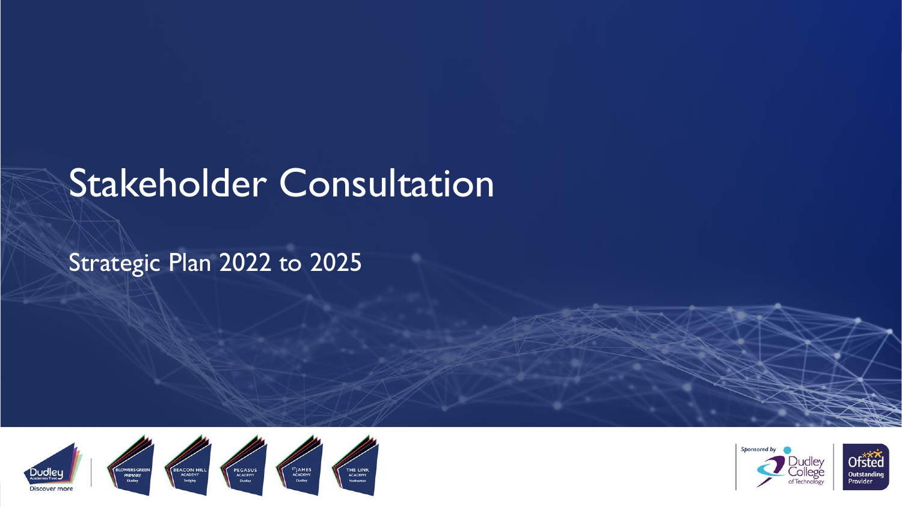# Stakeholder Consultation

## Strategic Plan 2022 to 2025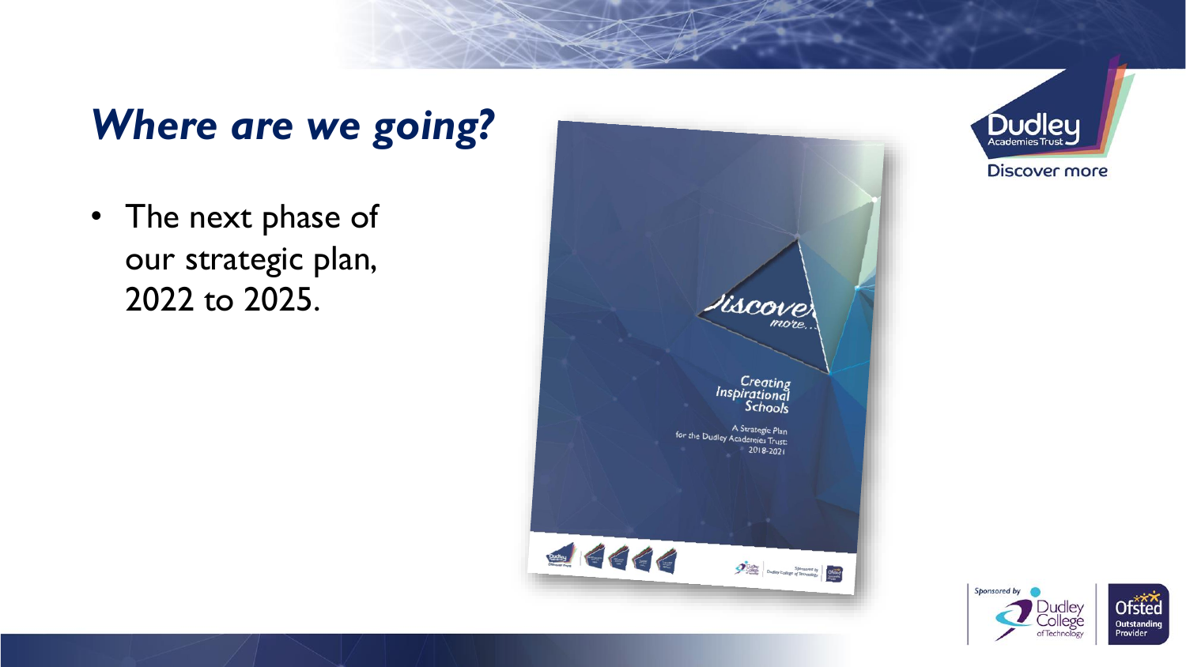# *Where are we going?*

- The next phase of our strategic plan, 2022 to 2025.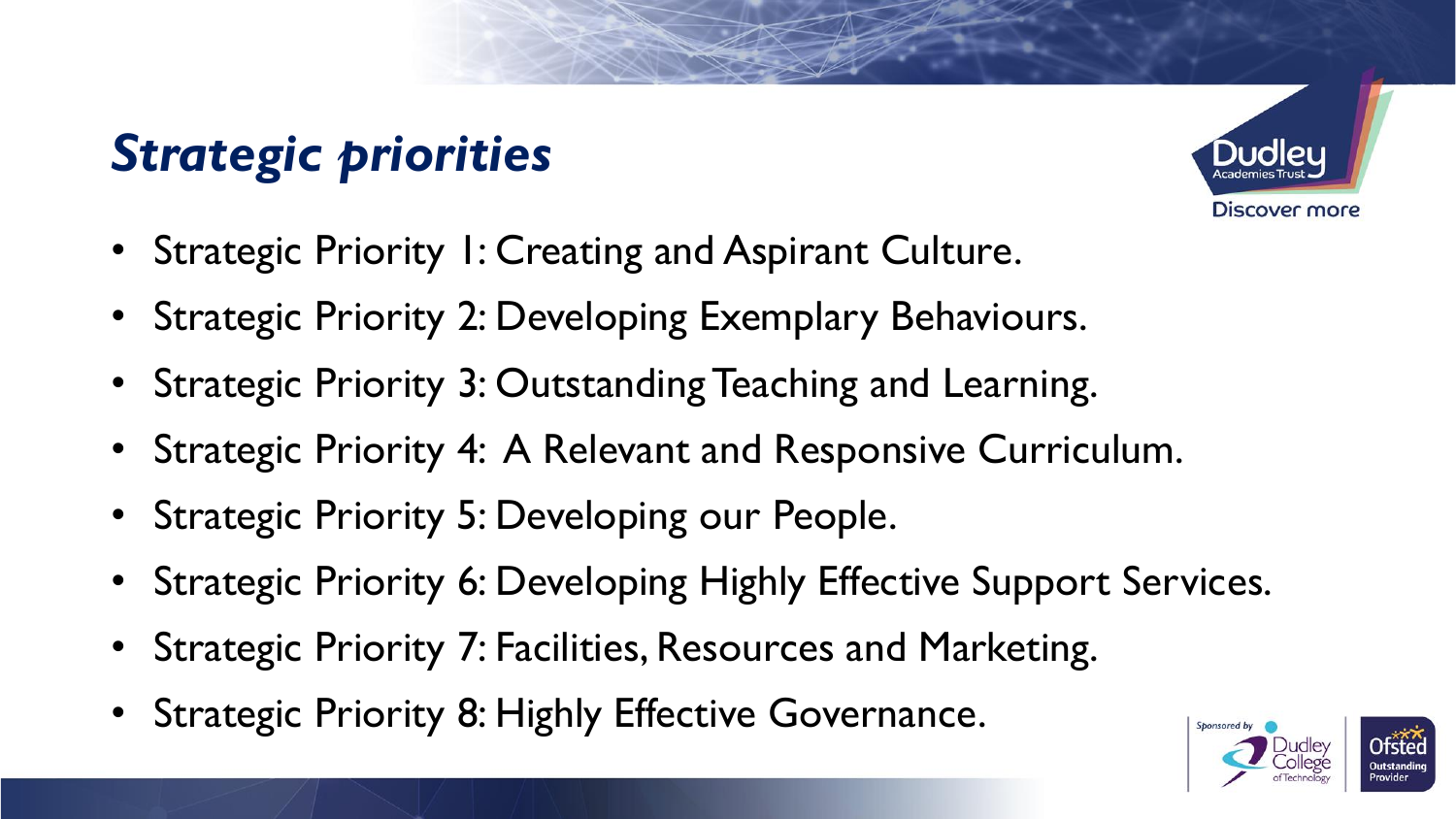## *Strategic priorities*

- Strategic Priority 1: Creating and Aspirant Culture.
- Strategic Priority 2: Developing Exemplary Behaviours.
- Strategic Priority 3: Outstanding Teaching and Learning.
- Strategic Priority 4: A Relevant and Responsive Curriculum.
- Strategic Priority 5: Developing our People.
- Strategic Priority 6: Developing Highly Effective Support Services.
- Strategic Priority 7: Facilities, Resources and Marketing.
- Strategic Priority 8: Highly Effective Governance.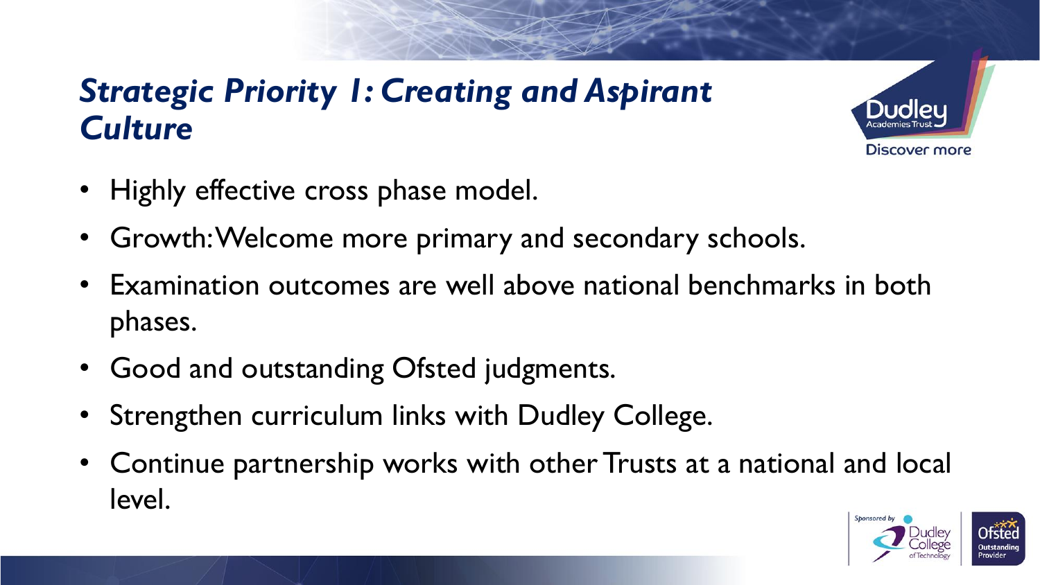## *Strategic Priority 1: Creating and Aspirant Culture*

- Highly effective cross phase model.
- Growth: Welcome more primary and secondary schools.
- Examination outcomes are well above national benchmarks in both phases.
- Good and outstanding Ofsted judgments.
- Strengthen curriculum links with Dudley College.
- Continue partnership works with other Trusts at a national and local level.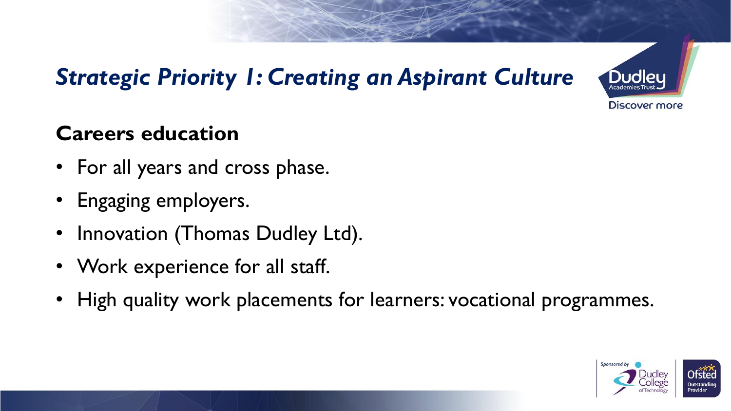# *Strategic Priority 1: Creating an Aspirant Culture*

## Careers education

- For all years and cross phase.
- Engaging employers.
- Innovation (Thomas Dudley Ltd).
- Work experience for all staff.
- High quality work placements for learners: vocational programmes.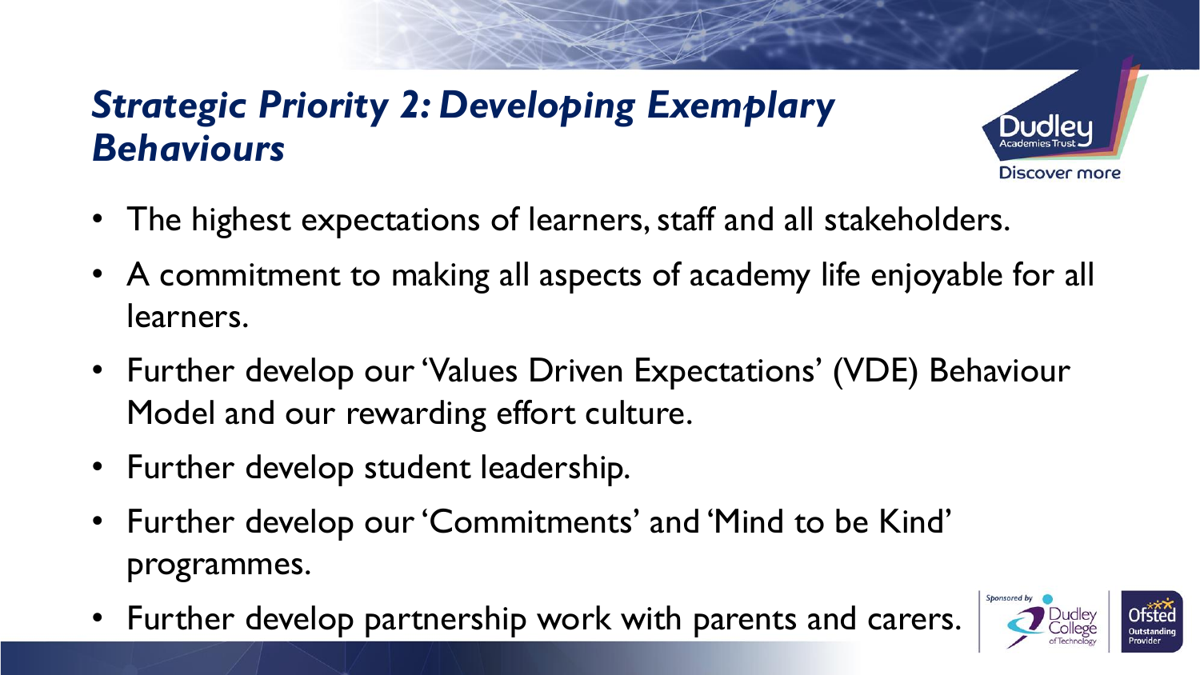## *Strategic Priority 2: Developing Exemplary Behaviours*

- The highest expectations of learners, staff and all stakeholders.
- A commitment to making all aspects of academy life enjoyable for all learners.
- Further develop our 'Values Driven Expectations' (VDE) Behaviour Model and our rewarding effort culture.
- Further develop student leadership.
- Further develop our 'Commitments' and 'Mind to be Kind' programmes.
- Further develop partnership work with parents and carers.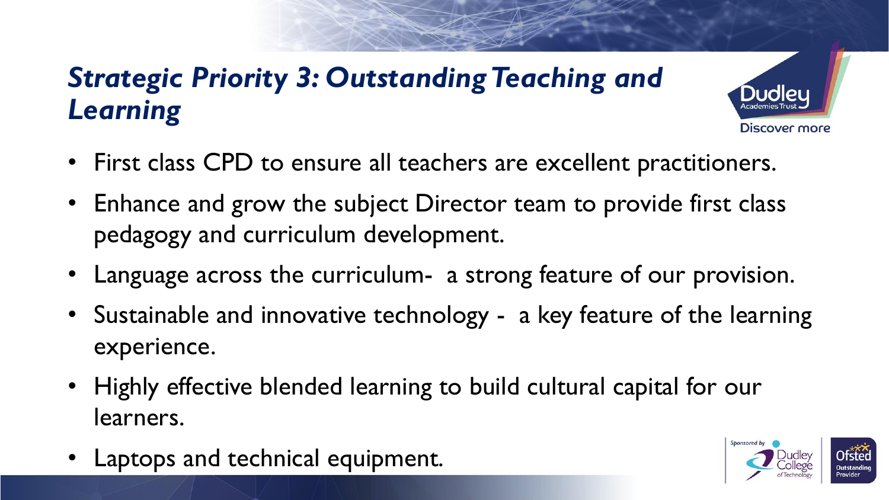## *Strategic Priority 3: Outstanding Teaching and Learning*

- First class CPD to ensure all teachers are excellent practitioners.
- Enhance and grow the subject Director team to provide first class pedagogy and curriculum development.
- Language across the curriculum- a strong feature of our provision.
- Sustainable and innovative technology - a key feature of the learning experience.
- Highly effective blended learning to build cultural capital for our learners.
- Laptops and technical equipment.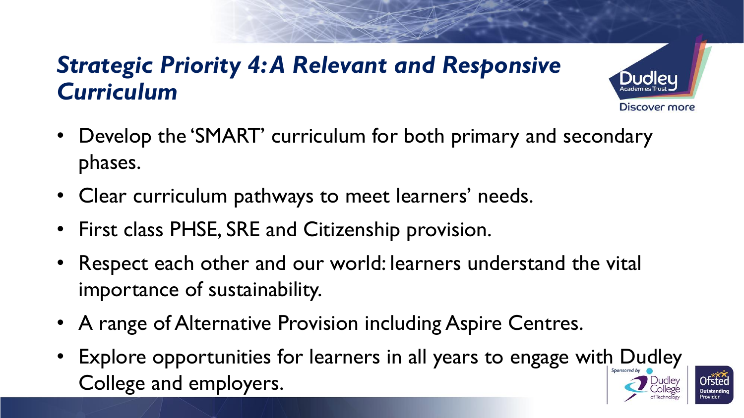## *Strategic Priority 4: A Relevant and Responsive Curriculum*

- Develop the 'SMART' curriculum for both primary and secondary phases.
- Clear curriculum pathways to meet learners' needs.
- First class PHSE, SRE and Citizenship provision.
- Respect each other and our world: learners understand the vital importance of sustainability.
- A range of Alternative Provision including Aspire Centres.
- Explore opportunities for learners in all years to engage with Dudley College and employers.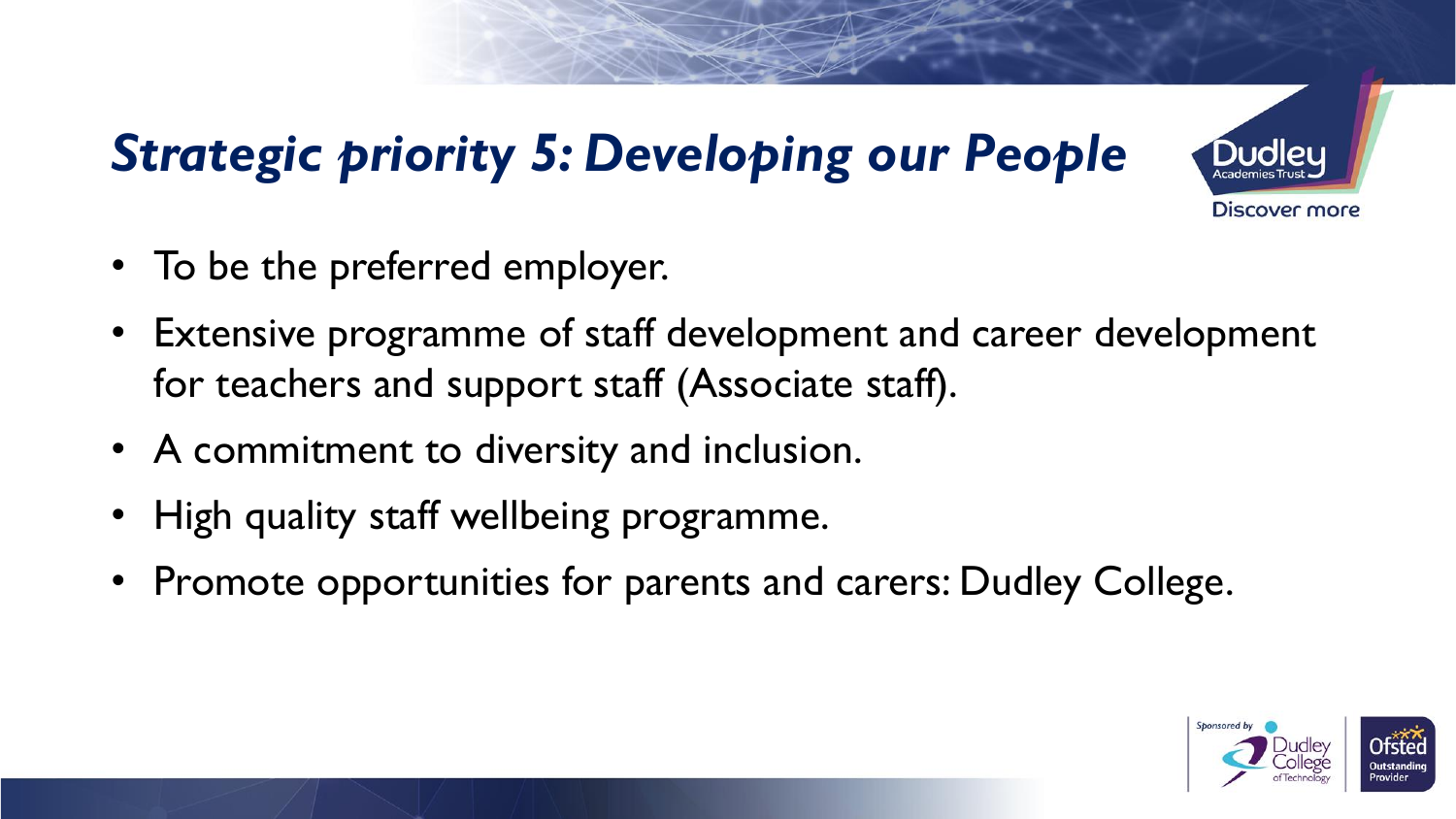## *Strategic priority 5: Developing our People*

- To be the preferred employer.
- Extensive programme of staff development and career development for teachers and support staff (Associate staff).
- A commitment to diversity and inclusion.
- High quality staff wellbeing programme.
- Promote opportunities for parents and carers: Dudley College.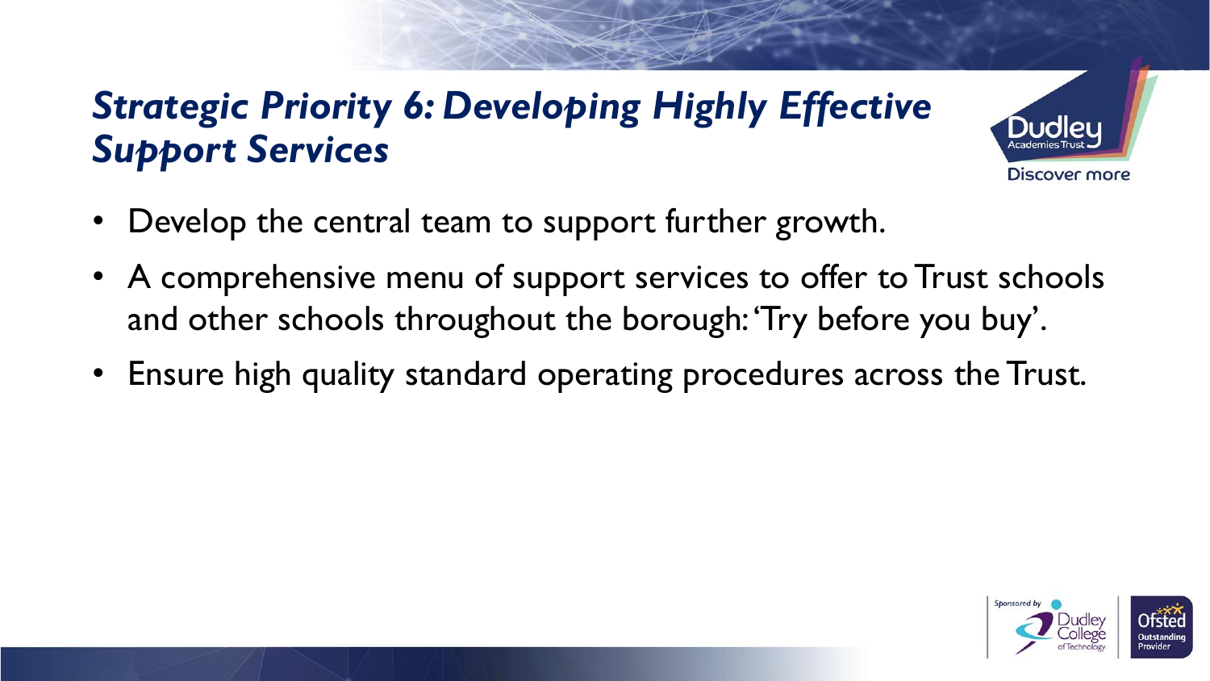# *Strategic Priority 6: Developing Highly Effective Support Services*

- Develop the central team to support further growth.
- A comprehensive menu of support services to offer to Trust schools and other schools throughout the borough: 'Try before you buy'.
- Ensure high quality standard operating procedures across the Trust.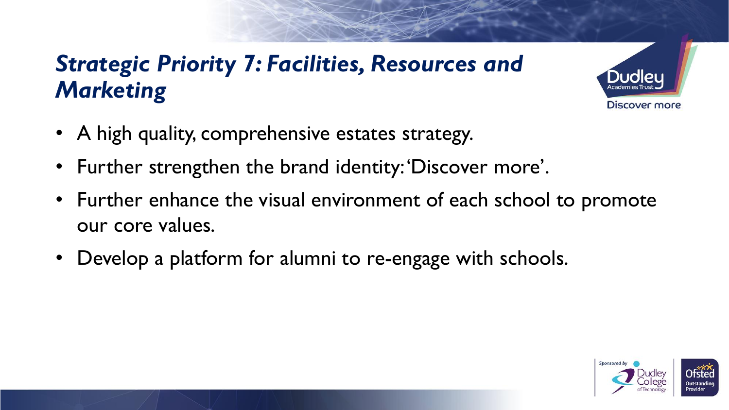## *Strategic Priority 7: Facilities, Resources and Marketing*

- A high quality, comprehensive estates strategy.
- Further strengthen the brand identity: 'Discover more'.
- Further enhance the visual environment of each school to promote our core values.
- Develop a platform for alumni to re-engage with schools.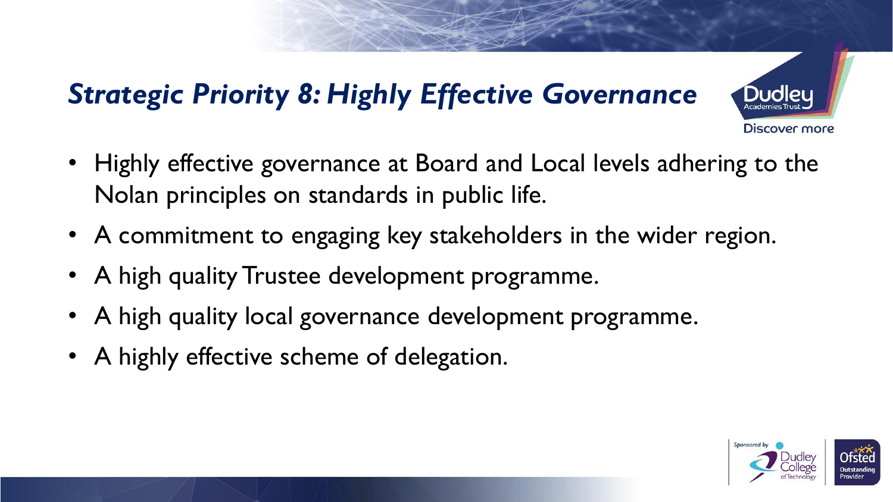## *Strategic Priority 8: Highly Effective Governance*

- Highly effective governance at Board and Local levels adhering to the Nolan principles on standards in public life.
- A commitment to engaging key stakeholders in the wider region.
- A high quality Trustee development programme.
- A high quality local governance development programme.
- A highly effective scheme of delegation.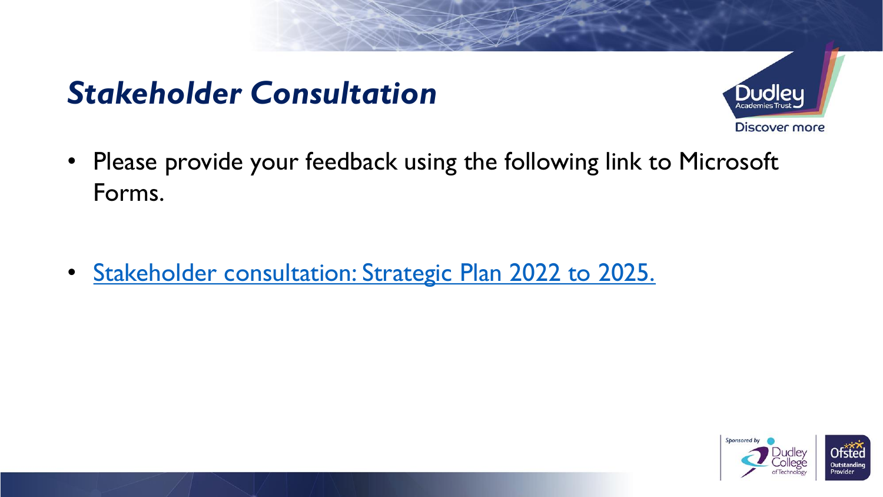# *Stakeholder Consultation*

- Please provide your feedback using the following link to Microsoft Forms.

- Stakeholder consultation: Strategic Plan 2022 to 2025.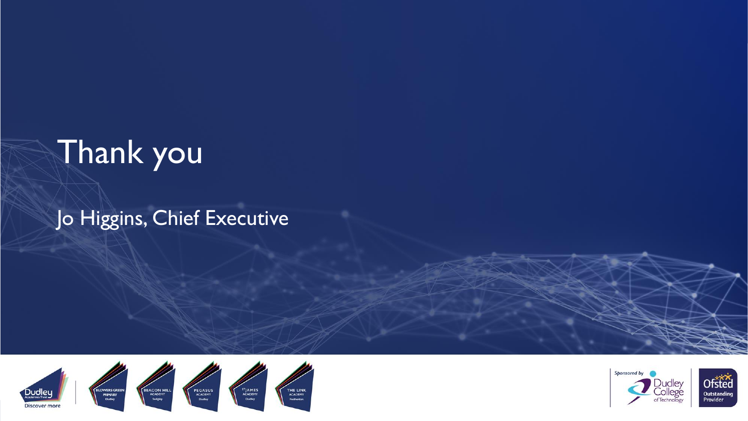# Thank you

Jo Higgins, Chief Executive